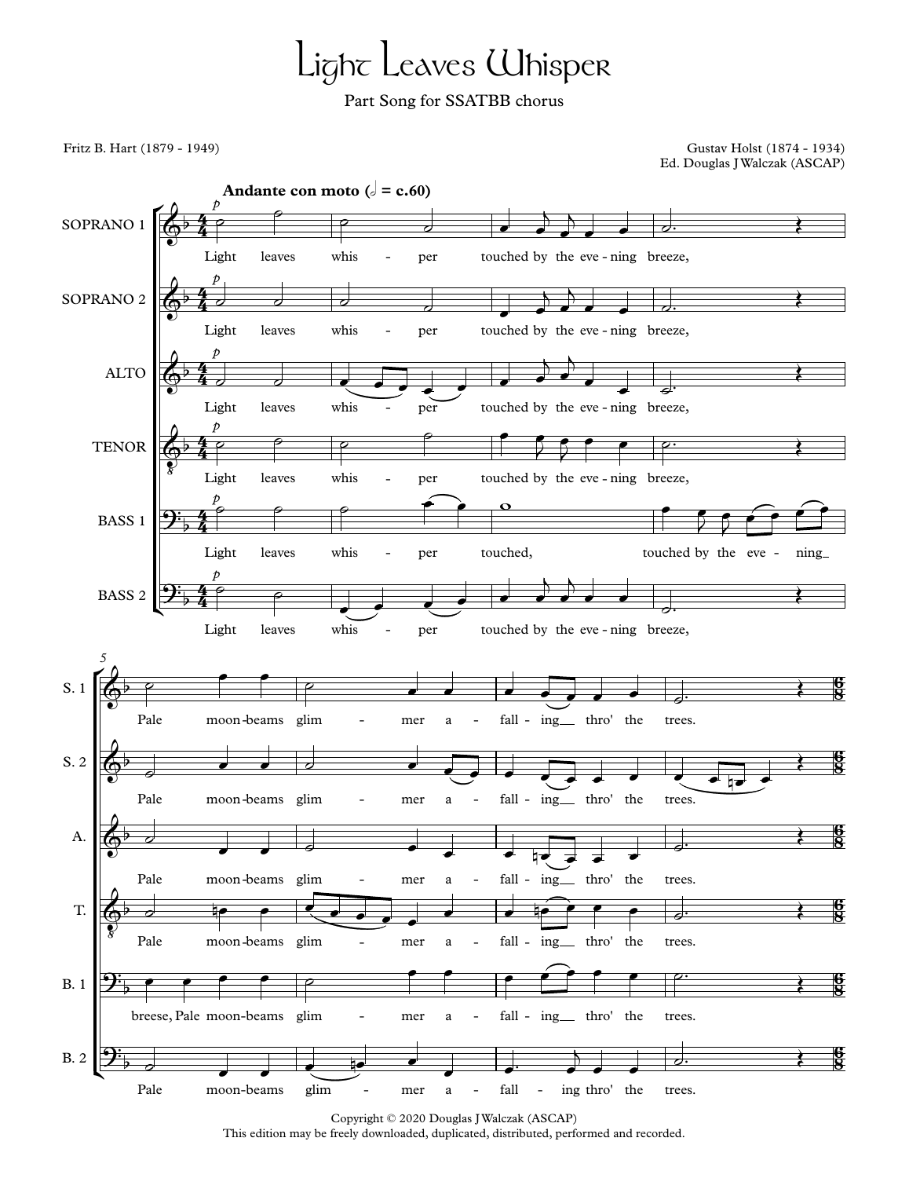# Light Leaves Whisper

Part Song for SSATBB chorus

Fritz B. Hart (1879 - 1949)

Gustav Holst (1874 - 1934)
Ed. Douglas J Walczak (ASCAP)

Copyright © 2020 Douglas J Walczak (ASCAP)
This edition may be freely downloaded, duplicated, distributed, performed and recorded.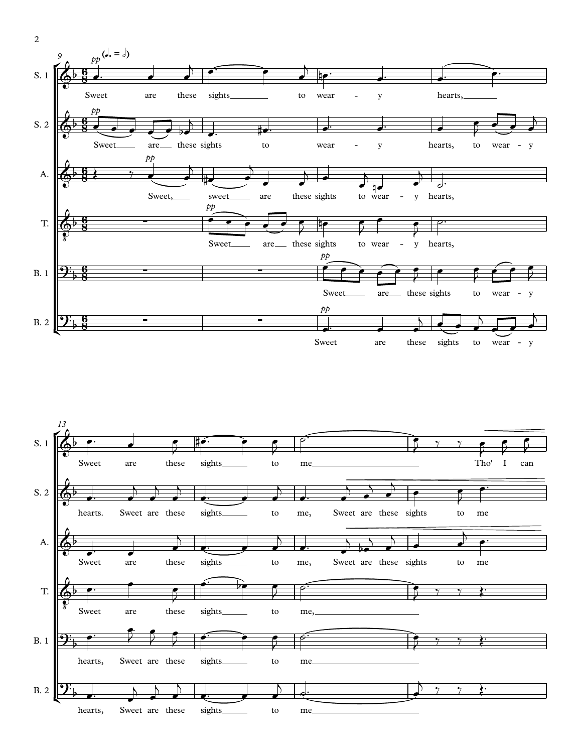**9** *pp* (♩. = 𝅗𝅥)

S. 1: Sweet are these sights to wear - y hearts,

S. 2: *pp* Sweet are these sights to wear - y hearts, to wear - y

A.: *pp* Sweet, sweet are these sights to wear - y hearts,

T.: *pp* Sweet are these sights to wear - y hearts,

B. 1: *pp* Sweet are these sights to wear - y

B. 2: *pp* Sweet are these sights to wear - y

**13**

S. 1: Sweet are these sights to me Tho' I can

S. 2: hearts. Sweet are these sights to me, Sweet are these sights to me

A.: Sweet are these sights to me, Sweet are these sights to me

T.: Sweet are these sights to me,

B. 1: hearts, Sweet are these sights to me

B. 2: hearts, Sweet are these sights to me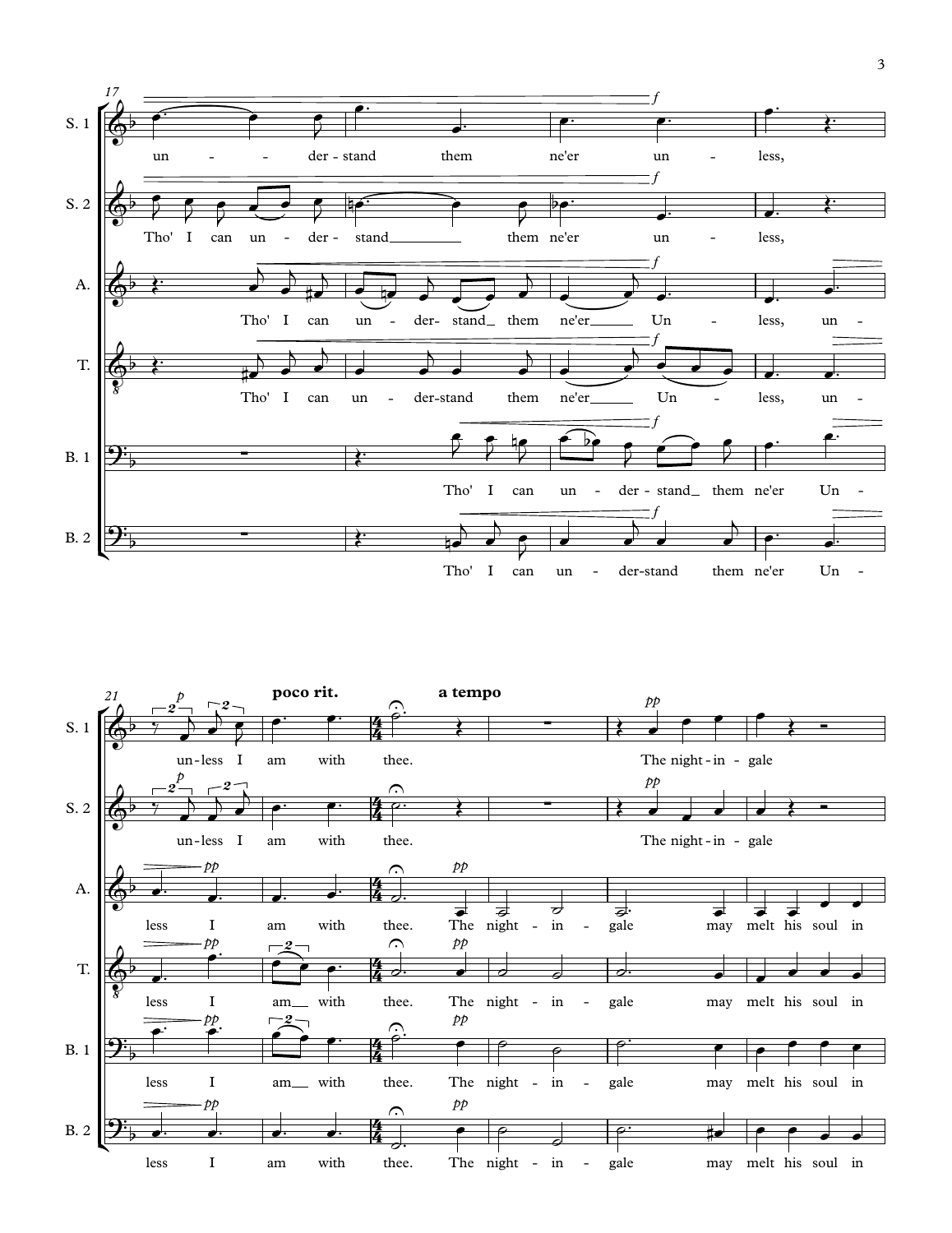**System 1 (mm. 17–20)**

S. 1: un - - der - stand them ne'er un - less,

S. 2: Tho' I can un - der - stand them ne'er un - less,

A.: Tho' I can un - der - stand them ne'er Un - less, un -

T.: Tho' I can un - der-stand them ne'er Un - less, un -

B. 1: Tho' I can un - der - stand them ne'er Un -

B. 2: Tho' I can un - der-stand them ne'er Un -

**System 2 (mm. 21–25)**

*poco rit.* *a tempo*

S. 1: un-less I am with thee. The night-in - gale

S. 2: un-less I am with thee. The night-in - gale

A.: less I am with thee. The night - in - gale may melt his soul in

T.: less I am with thee. The night - in - gale may melt his soul in

B. 1: less I am with thee. The night - in - gale may melt his soul in

B. 2: less I am with thee. The night - in - gale may melt his soul in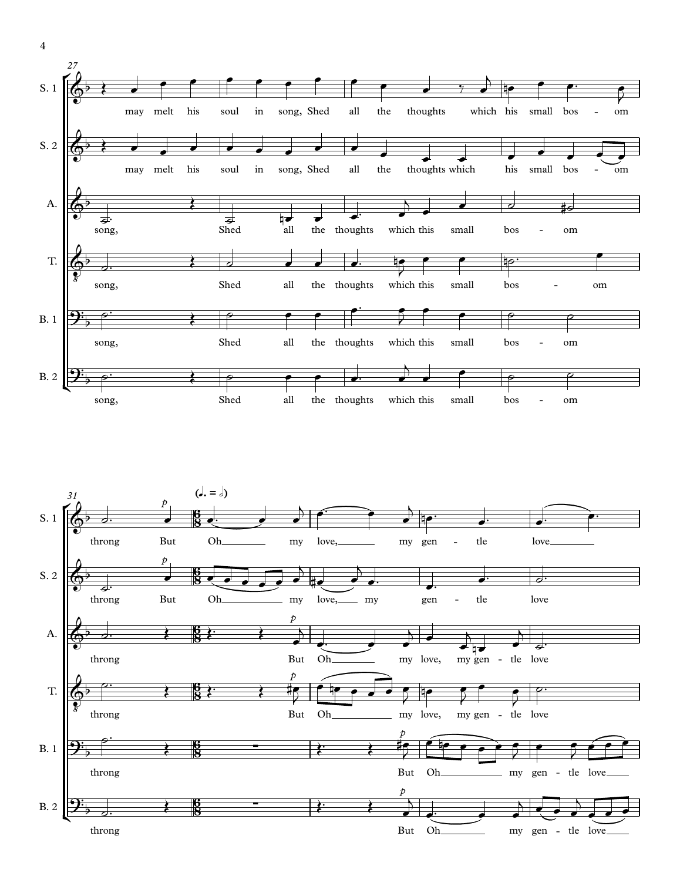27

**S. 1:** may melt his soul in song, Shed all the thoughts which his small bos - om

**S. 2:** may melt his soul in song, Shed all the thoughts which his small bos - om

**A.:** song, Shed all the thoughts which this small bos - om

**T.:** song, Shed all the thoughts which this small bos - om

**B. 1:** song, Shed all the thoughts which this small bos - om

**B. 2:** song, Shed all the thoughts which this small bos - om

31

(♩. = 𝅗𝅥)

**S. 1:** throng *p* But Oh my love, my gen - tle love

**S. 2:** throng *p* But Oh my love, my gen - tle love

**A.:** throng *p* But Oh my love, my gen - tle love

**T.:** throng *p* But Oh my love, my gen - tle love

**B. 1:** throng *p* But Oh my gen - tle love

**B. 2:** throng *p* But Oh my gen - tle love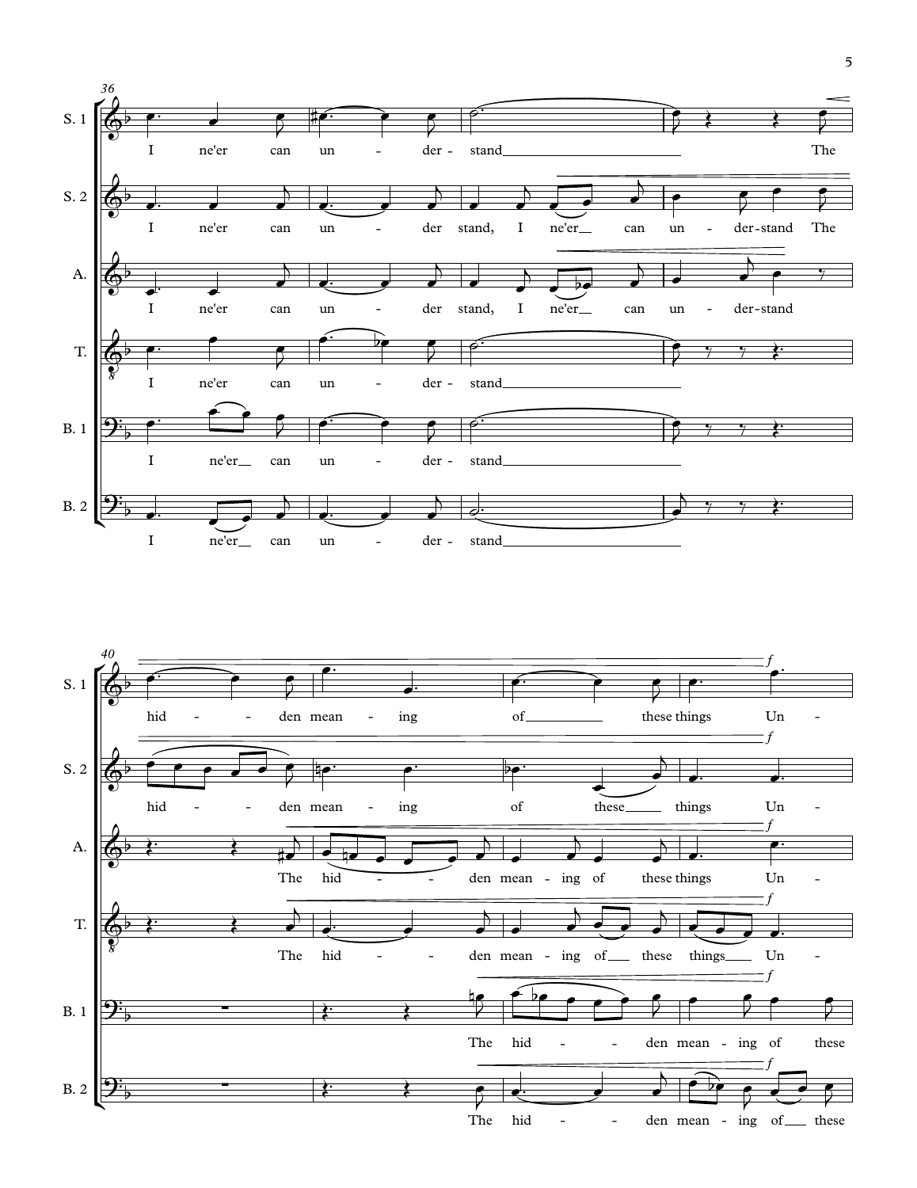**36**

S. 1: I ne'er can un - der - stand The

S. 2: I ne'er can un - der stand, I ne'er can un - der - stand The

A.: I ne'er can un - der stand, I ne'er can un - der - stand

T.: I ne'er can un - der - stand

B. 1: I ne'er can un - der - stand

B. 2: I ne'er can un - der - stand

**40**

S. 1: hid - den mean - ing of these things Un -

S. 2: hid - den mean - ing of these things Un -

A.: The hid - den mean - ing of these things Un -

T.: The hid - den mean - ing of these things Un -

B. 1: The hid - den mean - ing of these

B. 2: The hid - den mean - ing of these